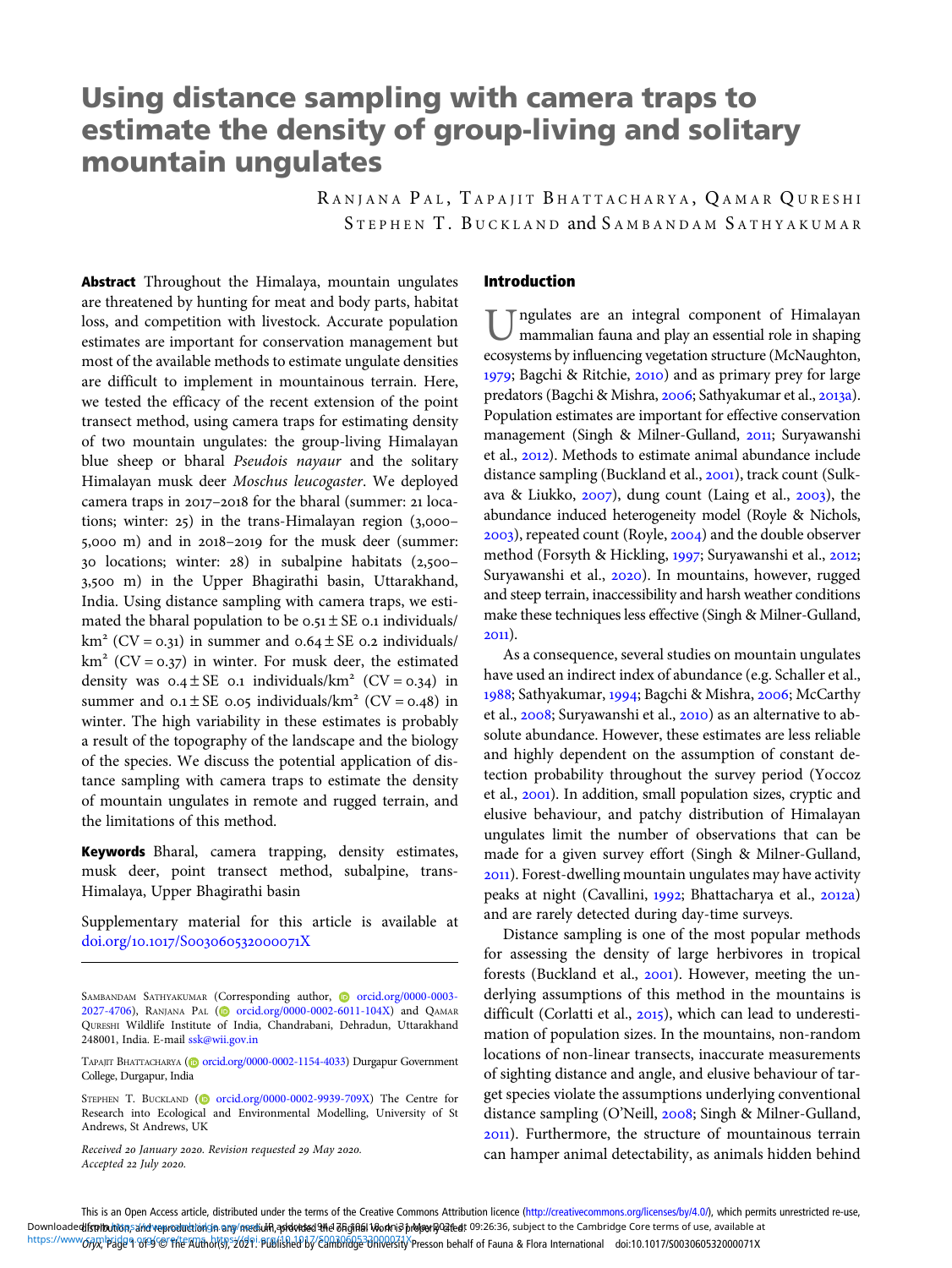# Using distance sampling with camera traps to estimate the density of group-living and solitary mountain ungulates

RANJANA PAL, TAPAJIT BHATTACHARYA, QAMAR QURESHI
STEPHEN T. BUCKLAND and SAMBANDAM SATHYAKUMAR

**Abstract** Throughout the Himalaya, mountain ungulates are threatened by hunting for meat and body parts, habitat loss, and competition with livestock. Accurate population estimates are important for conservation management but most of the available methods to estimate ungulate densities are difficult to implement in mountainous terrain. Here, we tested the efficacy of the recent extension of the point transect method, using camera traps for estimating density of two mountain ungulates: the group-living Himalayan blue sheep or bharal *Pseudois nayaur* and the solitary Himalayan musk deer *Moschus leucogaster*. We deployed camera traps in 2017–2018 for the bharal (summer: 21 locations; winter: 25) in the trans-Himalayan region (3,000–5,000 m) and in 2018–2019 for the musk deer (summer: 30 locations; winter: 28) in subalpine habitats (2,500–3,500 m) in the Upper Bhagirathi basin, Uttarakhand, India. Using distance sampling with camera traps, we estimated the bharal population to be 0.51 ± SE 0.1 individuals/km² (CV = 0.31) in summer and 0.64 ± SE 0.2 individuals/km² (CV = 0.37) in winter. For musk deer, the estimated density was 0.4 ± SE 0.1 individuals/km² (CV = 0.34) in summer and 0.1 ± SE 0.05 individuals/km² (CV = 0.48) in winter. The high variability in these estimates is probably a result of the topography of the landscape and the biology of the species. We discuss the potential application of distance sampling with camera traps to estimate the density of mountain ungulates in remote and rugged terrain, and the limitations of this method.

**Keywords** Bharal, camera trapping, density estimates, musk deer, point transect method, subalpine, trans-Himalaya, Upper Bhagirathi basin

Supplementary material for this article is available at doi.org/10.1017/S003060532000071X

SAMBANDAM SATHYAKUMAR (Corresponding author, orcid.org/0000-0003-2027-4706), RANJANA PAL (orcid.org/0000-0002-6011-104X) and QAMAR QURESHI Wildlife Institute of India, Chandrabani, Dehradun, Uttarakhand 248001, India. E-mail ssk@wii.gov.in

TAPAJIT BHATTACHARYA (orcid.org/0000-0002-1154-4033) Durgapur Government College, Durgapur, India

STEPHEN T. BUCKLAND (orcid.org/0000-0002-9939-709X) The Centre for Research into Ecological and Environmental Modelling, University of St Andrews, St Andrews, UK

*Received 20 January 2020. Revision requested 29 May 2020. Accepted 22 July 2020.*

## Introduction

Ungulates are an integral component of Himalayan mammalian fauna and play an essential role in shaping ecosystems by influencing vegetation structure (McNaughton, 1979; Bagchi & Ritchie, 2010) and as primary prey for large predators (Bagchi & Mishra, 2006; Sathyakumar et al., 2013a). Population estimates are important for effective conservation management (Singh & Milner-Gulland, 2011; Suryawanshi et al., 2012). Methods to estimate animal abundance include distance sampling (Buckland et al., 2001), track count (Sulkava & Liukko, 2007), dung count (Laing et al., 2003), the abundance induced heterogeneity model (Royle & Nichols, 2003), repeated count (Royle, 2004) and the double observer method (Forsyth & Hickling, 1997; Suryawanshi et al., 2012; Suryawanshi et al., 2020). In mountains, however, rugged and steep terrain, inaccessibility and harsh weather conditions make these techniques less effective (Singh & Milner-Gulland, 2011).

As a consequence, several studies on mountain ungulates have used an indirect index of abundance (e.g. Schaller et al., 1988; Sathyakumar, 1994; Bagchi & Mishra, 2006; McCarthy et al., 2008; Suryawanshi et al., 2010) as an alternative to absolute abundance. However, these estimates are less reliable and highly dependent on the assumption of constant detection probability throughout the survey period (Yoccoz et al., 2001). In addition, small population sizes, cryptic and elusive behaviour, and patchy distribution of Himalayan ungulates limit the number of observations that can be made for a given survey effort (Singh & Milner-Gulland, 2011). Forest-dwelling mountain ungulates may have activity peaks at night (Cavallini, 1992; Bhattacharya et al., 2012a) and are rarely detected during day-time surveys.

Distance sampling is one of the most popular methods for assessing the density of large herbivores in tropical forests (Buckland et al., 2001). However, meeting the underlying assumptions of this method in the mountains is difficult (Corlatti et al., 2015), which can lead to underestimation of population sizes. In the mountains, non-random locations of non-linear transects, inaccurate measurements of sighting distance and angle, and elusive behaviour of target species violate the assumptions underlying conventional distance sampling (O'Neill, 2008; Singh & Milner-Gulland, 2011). Furthermore, the structure of mountainous terrain can hamper animal detectability, as animals hidden behind

This is an Open Access article, distributed under the terms of the Creative Commons Attribution licence (http://creativecommons.org/licenses/by/4.0/), which permits unrestricted re-use, distribution, and reproduction in any medium, provided the original work is properly cited.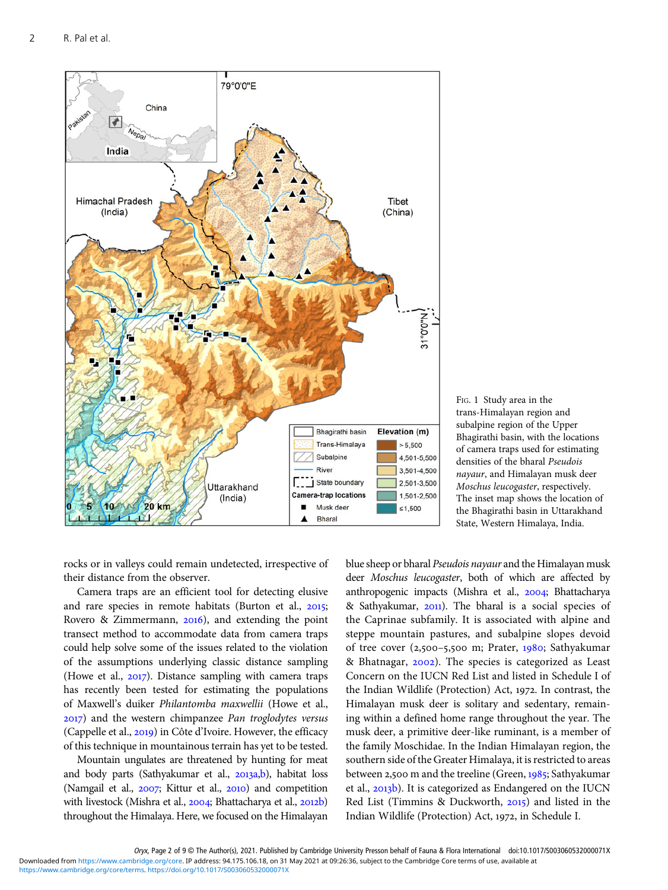FIG. 1 Study area in the trans-Himalayan region and subalpine region of the Upper Bhagirathi basin, with the locations of camera traps used for estimating densities of the bharal *Pseudois nayaur*, and Himalayan musk deer *Moschus leucogaster*, respectively. The inset map shows the location of the Bhagirathi basin in Uttarakhand State, Western Himalaya, India.

rocks or in valleys could remain undetected, irrespective of their distance from the observer.

Camera traps are an efficient tool for detecting elusive and rare species in remote habitats (Burton et al., 2015; Rovero & Zimmermann, 2016), and extending the point transect method to accommodate data from camera traps could help solve some of the issues related to the violation of the assumptions underlying classic distance sampling (Howe et al., 2017). Distance sampling with camera traps has recently been tested for estimating the populations of Maxwell's duiker *Philantomba maxwellii* (Howe et al., 2017) and the western chimpanzee *Pan troglodytes versus* (Cappelle et al., 2019) in Côte d'Ivoire. However, the efficacy of this technique in mountainous terrain has yet to be tested.

Mountain ungulates are threatened by hunting for meat and body parts (Sathyakumar et al., 2013a,b), habitat loss (Namgail et al., 2007; Kittur et al., 2010) and competition with livestock (Mishra et al., 2004; Bhattacharya et al., 2012b) throughout the Himalaya. Here, we focused on the Himalayan blue sheep or bharal *Pseudois nayaur* and the Himalayan musk deer *Moschus leucogaster*, both of which are affected by anthropogenic impacts (Mishra et al., 2004; Bhattacharya & Sathyakumar, 2011). The bharal is a social species of the Caprinae subfamily. It is associated with alpine and steppe mountain pastures, and subalpine slopes devoid of tree cover (2,500–5,500 m; Prater, 1980; Sathyakumar & Bhatnagar, 2002). The species is categorized as Least Concern on the IUCN Red List and listed in Schedule I of the Indian Wildlife (Protection) Act, 1972. In contrast, the Himalayan musk deer is solitary and sedentary, remaining within a defined home range throughout the year. The musk deer, a primitive deer-like ruminant, is a member of the family Moschidae. In the Indian Himalayan region, the southern side of the Greater Himalaya, it is restricted to areas between 2,500 m and the treeline (Green, 1985; Sathyakumar et al., 2013b). It is categorized as Endangered on the IUCN Red List (Timmins & Duckworth, 2015) and listed in the Indian Wildlife (Protection) Act, 1972, in Schedule I.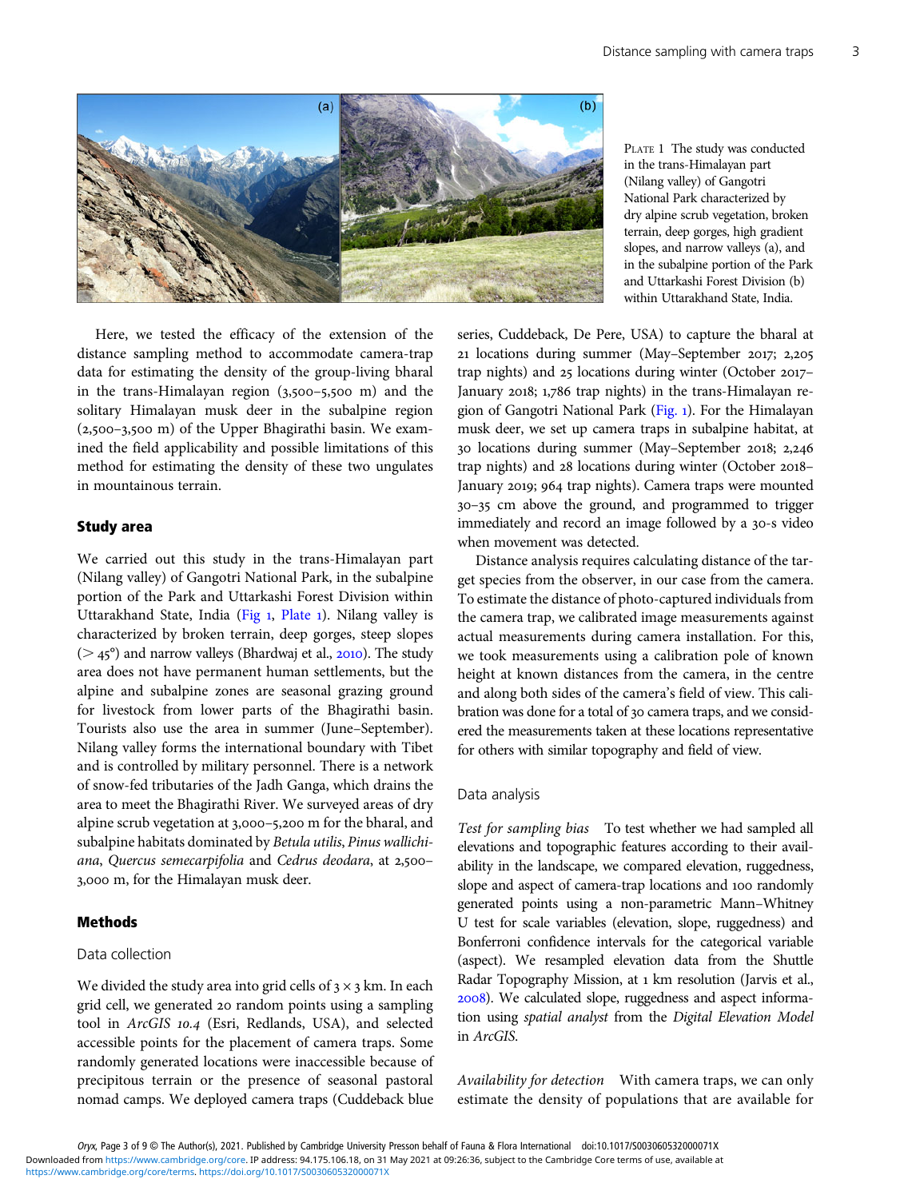PLATE 1 The study was conducted in the trans-Himalayan part (Nilang valley) of Gangotri National Park characterized by dry alpine scrub vegetation, broken terrain, deep gorges, high gradient slopes, and narrow valleys (a), and in the subalpine portion of the Park and Uttarkashi Forest Division (b) within Uttarakhand State, India.

Here, we tested the efficacy of the extension of the distance sampling method to accommodate camera-trap data for estimating the density of the group-living bharal in the trans-Himalayan region (3,500–5,500 m) and the solitary Himalayan musk deer in the subalpine region (2,500–3,500 m) of the Upper Bhagirathi basin. We examined the field applicability and possible limitations of this method for estimating the density of these two ungulates in mountainous terrain.

## Study area

We carried out this study in the trans-Himalayan part (Nilang valley) of Gangotri National Park, in the subalpine portion of the Park and Uttarkashi Forest Division within Uttarakhand State, India (Fig 1, Plate 1). Nilang valley is characterized by broken terrain, deep gorges, steep slopes ($> 45°$) and narrow valleys (Bhardwaj et al., 2010). The study area does not have permanent human settlements, but the alpine and subalpine zones are seasonal grazing ground for livestock from lower parts of the Bhagirathi basin. Tourists also use the area in summer (June–September). Nilang valley forms the international boundary with Tibet and is controlled by military personnel. There is a network of snow-fed tributaries of the Jadh Ganga, which drains the area to meet the Bhagirathi River. We surveyed areas of dry alpine scrub vegetation at 3,000–5,200 m for the bharal, and subalpine habitats dominated by *Betula utilis*, *Pinus wallichiana*, *Quercus semecarpifolia* and *Cedrus deodara*, at 2,500–3,000 m, for the Himalayan musk deer.

## Methods

### Data collection

We divided the study area into grid cells of $3 \times 3$ km. In each grid cell, we generated 20 random points using a sampling tool in *ArcGIS 10.4* (Esri, Redlands, USA), and selected accessible points for the placement of camera traps. Some randomly generated locations were inaccessible because of precipitous terrain or the presence of seasonal pastoral nomad camps. We deployed camera traps (Cuddeback blue series, Cuddeback, De Pere, USA) to capture the bharal at 21 locations during summer (May–September 2017; 2,205 trap nights) and 25 locations during winter (October 2017–January 2018; 1,786 trap nights) in the trans-Himalayan region of Gangotri National Park (Fig. 1). For the Himalayan musk deer, we set up camera traps in subalpine habitat, at 30 locations during summer (May–September 2018; 2,246 trap nights) and 28 locations during winter (October 2018–January 2019; 964 trap nights). Camera traps were mounted 30–35 cm above the ground, and programmed to trigger immediately and record an image followed by a 30-s video when movement was detected.

Distance analysis requires calculating distance of the target species from the observer, in our case from the camera. To estimate the distance of photo-captured individuals from the camera trap, we calibrated image measurements against actual measurements during camera installation. For this, we took measurements using a calibration pole of known height at known distances from the camera, in the centre and along both sides of the camera's field of view. This calibration was done for a total of 30 camera traps, and we considered the measurements taken at these locations representative for others with similar topography and field of view.

### Data analysis

*Test for sampling bias* To test whether we had sampled all elevations and topographic features according to their availability in the landscape, we compared elevation, ruggedness, slope and aspect of camera-trap locations and 100 randomly generated points using a non-parametric Mann–Whitney U test for scale variables (elevation, slope, ruggedness) and Bonferroni confidence intervals for the categorical variable (aspect). We resampled elevation data from the Shuttle Radar Topography Mission, at 1 km resolution (Jarvis et al., 2008). We calculated slope, ruggedness and aspect information using *spatial analyst* from the *Digital Elevation Model* in *ArcGIS*.

*Availability for detection* With camera traps, we can only estimate the density of populations that are available for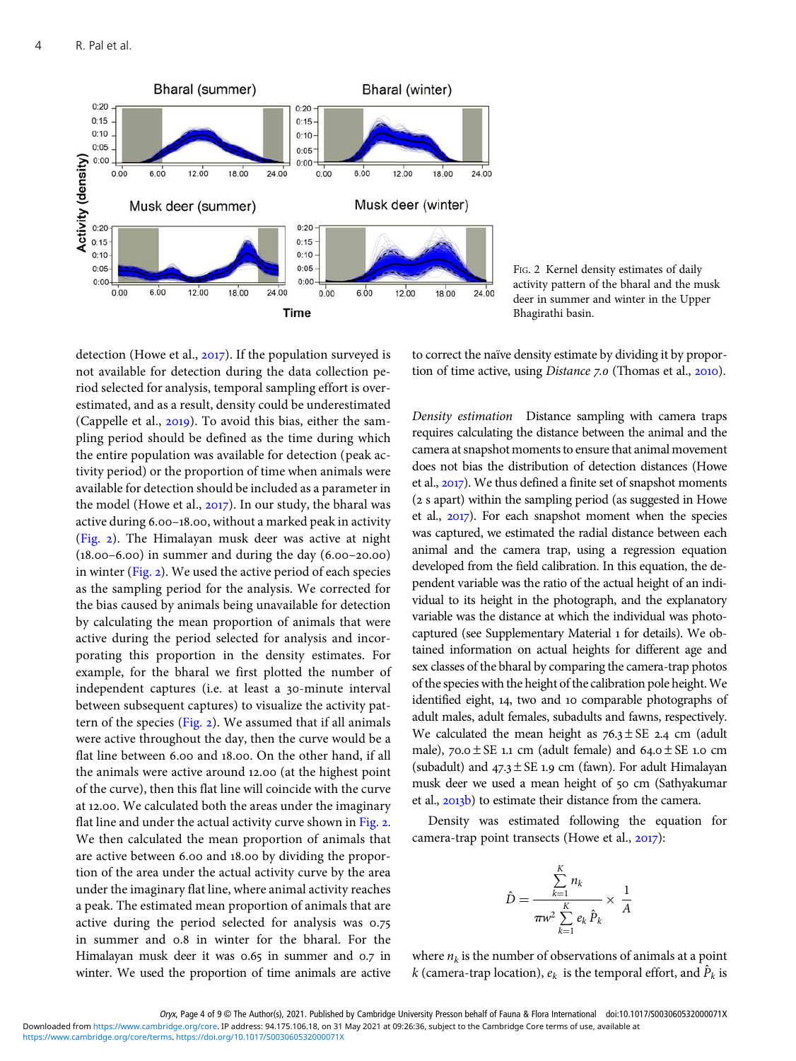Fig. 2 Kernel density estimates of daily activity pattern of the bharal and the musk deer in summer and winter in the Upper Bhagirathi basin.

detection (Howe et al., 2017). If the population surveyed is not available for detection during the data collection period selected for analysis, temporal sampling effort is overestimated, and as a result, density could be underestimated (Cappelle et al., 2019). To avoid this bias, either the sampling period should be defined as the time during which the entire population was available for detection (peak activity period) or the proportion of time when animals were available for detection should be included as a parameter in the model (Howe et al., 2017). In our study, the bharal was active during 6.00–18.00, without a marked peak in activity (Fig. 2). The Himalayan musk deer was active at night (18.00–6.00) in summer and during the day (6.00–20.00) in winter (Fig. 2). We used the active period of each species as the sampling period for the analysis. We corrected for the bias caused by animals being unavailable for detection by calculating the mean proportion of animals that were active during the period selected for analysis and incorporating this proportion in the density estimates. For example, for the bharal we first plotted the number of independent captures (i.e. at least a 30-minute interval between subsequent captures) to visualize the activity pattern of the species (Fig. 2). We assumed that if all animals were active throughout the day, then the curve would be a flat line between 6.00 and 18.00. On the other hand, if all the animals were active around 12.00 (at the highest point of the curve), then this flat line will coincide with the curve at 12.00. We calculated both the areas under the imaginary flat line and under the actual activity curve shown in Fig. 2. We then calculated the mean proportion of animals that are active between 6.00 and 18.00 by dividing the proportion of the area under the actual activity curve by the area under the imaginary flat line, where animal activity reaches a peak. The estimated mean proportion of animals that are active during the period selected for analysis was 0.75 in summer and 0.8 in winter for the bharal. For the Himalayan musk deer it was 0.65 in summer and 0.7 in winter. We used the proportion of time animals are active to correct the naïve density estimate by dividing it by proportion of time active, using *Distance 7.0* (Thomas et al., 2010).

*Density estimation* Distance sampling with camera traps requires calculating the distance between the animal and the camera at snapshot moments to ensure that animal movement does not bias the distribution of detection distances (Howe et al., 2017). We thus defined a finite set of snapshot moments (2 s apart) within the sampling period (as suggested in Howe et al., 2017). For each snapshot moment when the species was captured, we estimated the radial distance between each animal and the camera trap, using a regression equation developed from the field calibration. In this equation, the dependent variable was the ratio of the actual height of an individual to its height in the photograph, and the explanatory variable was the distance at which the individual was photo-captured (see Supplementary Material 1 for details). We obtained information on actual heights for different age and sex classes of the bharal by comparing the camera-trap photos of the species with the height of the calibration pole height. We identified eight, 14, two and 10 comparable photographs of adult males, adult females, subadults and fawns, respectively. We calculated the mean height as 76.3 ± SE 2.4 cm (adult male), 70.0 ± SE 1.1 cm (adult female) and 64.0 ± SE 1.0 cm (subadult) and 47.3 ± SE 1.9 cm (fawn). For adult Himalayan musk deer we used a mean height of 50 cm (Sathyakumar et al., 2013b) to estimate their distance from the camera.

Density was estimated following the equation for camera-trap point transects (Howe et al., 2017):

$$\hat{D} = \frac{\sum_{k=1}^{K} n_k}{\pi w^2 \sum_{k=1}^{K} e_k \hat{P}_k} \times \frac{1}{A}$$

where $n_k$ is the number of observations of animals at a point $k$ (camera-trap location), $e_k$ is the temporal effort, and $\hat{P}_k$ is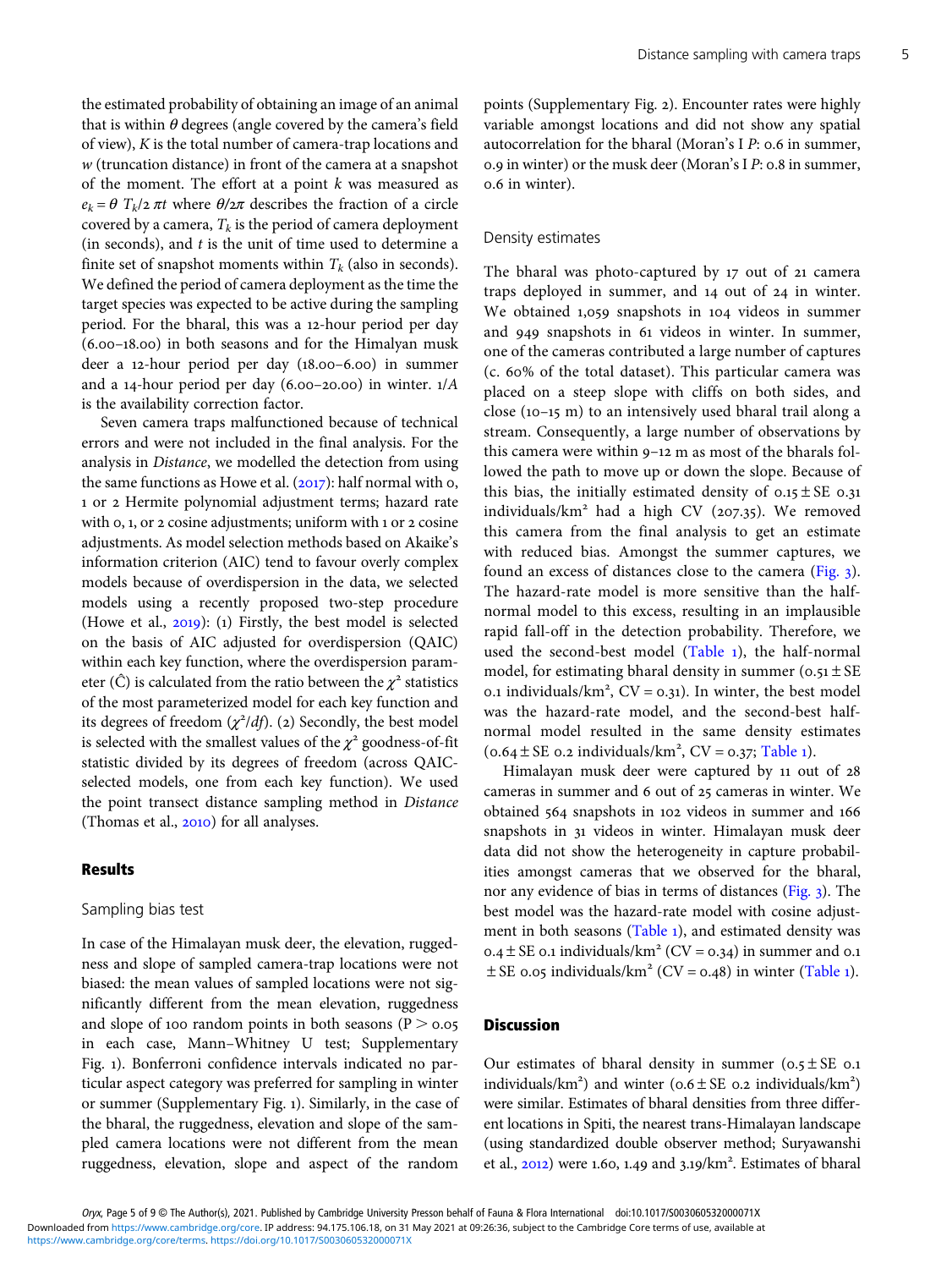the estimated probability of obtaining an image of an animal that is within $\theta$ degrees (angle covered by the camera's field of view), $K$ is the total number of camera-trap locations and $w$ (truncation distance) in front of the camera at a snapshot of the moment. The effort at a point $k$ was measured as $e_k = \theta\ T_k/2\ \pi t$ where $\theta/2\pi$ describes the fraction of a circle covered by a camera, $T_k$ is the period of camera deployment (in seconds), and $t$ is the unit of time used to determine a finite set of snapshot moments within $T_k$ (also in seconds). We defined the period of camera deployment as the time the target species was expected to be active during the sampling period. For the bharal, this was a 12-hour period per day (6.00–18.00) in both seasons and for the Himalayan musk deer a 12-hour period per day (18.00–6.00) in summer and a 14-hour period per day (6.00–20.00) in winter. $1/A$ is the availability correction factor.

Seven camera traps malfunctioned because of technical errors and were not included in the final analysis. For the analysis in *Distance*, we modelled the detection from using the same functions as Howe et al. (2017): half normal with 0, 1 or 2 Hermite polynomial adjustment terms; hazard rate with 0, 1, or 2 cosine adjustments; uniform with 1 or 2 cosine adjustments. As model selection methods based on Akaike's information criterion (AIC) tend to favour overly complex models because of overdispersion in the data, we selected models using a recently proposed two-step procedure (Howe et al., 2019): (1) Firstly, the best model is selected on the basis of AIC adjusted for overdispersion (QAIC) within each key function, where the overdispersion parameter ($\hat{C}$) is calculated from the ratio between the $\chi^2$ statistics of the most parameterized model for each key function and its degrees of freedom ($\chi^2/df$). (2) Secondly, the best model is selected with the smallest values of the $\chi^2$ goodness-of-fit statistic divided by its degrees of freedom (across QAIC-selected models, one from each key function). We used the point transect distance sampling method in *Distance* (Thomas et al., 2010) for all analyses.

## Results

### Sampling bias test

In case of the Himalayan musk deer, the elevation, ruggedness and slope of sampled camera-trap locations were not biased: the mean values of sampled locations were not significantly different from the mean elevation, ruggedness and slope of 100 random points in both seasons ($P > 0.05$ in each case, Mann–Whitney U test; Supplementary Fig. 1). Bonferroni confidence intervals indicated no particular aspect category was preferred for sampling in winter or summer (Supplementary Fig. 1). Similarly, in the case of the bharal, the ruggedness, elevation and slope of the sampled camera locations were not different from the mean ruggedness, elevation, slope and aspect of the random points (Supplementary Fig. 2). Encounter rates were highly variable amongst locations and did not show any spatial autocorrelation for the bharal (Moran's I *P*: 0.6 in summer, 0.9 in winter) or the musk deer (Moran's I *P*: 0.8 in summer, 0.6 in winter).

### Density estimates

The bharal was photo-captured by 17 out of 21 camera traps deployed in summer, and 14 out of 24 in winter. We obtained 1,059 snapshots in 104 videos in summer and 949 snapshots in 61 videos in winter. In summer, one of the cameras contributed a large number of captures (c. 60% of the total dataset). This particular camera was placed on a steep slope with cliffs on both sides, and close (10–15 m) to an intensively used bharal trail along a stream. Consequently, a large number of observations by this camera were within 9–12 m as most of the bharals followed the path to move up or down the slope. Because of this bias, the initially estimated density of 0.15 ± SE 0.31 individuals/km² had a high CV (207.35). We removed this camera from the final analysis to get an estimate with reduced bias. Amongst the summer captures, we found an excess of distances close to the camera (Fig. 3). The hazard-rate model is more sensitive than the half-normal model to this excess, resulting in an implausible rapid fall-off in the detection probability. Therefore, we used the second-best model (Table 1), the half-normal model, for estimating bharal density in summer (0.51 ± SE 0.1 individuals/km², CV = 0.31). In winter, the best model was the hazard-rate model, and the second-best half-normal model resulted in the same density estimates (0.64 ± SE 0.2 individuals/km², CV = 0.37; Table 1).

Himalayan musk deer were captured by 11 out of 28 cameras in summer and 6 out of 25 cameras in winter. We obtained 564 snapshots in 102 videos in summer and 166 snapshots in 31 videos in winter. Himalayan musk deer data did not show the heterogeneity in capture probabilities amongst cameras that we observed for the bharal, nor any evidence of bias in terms of distances (Fig. 3). The best model was the hazard-rate model with cosine adjustment in both seasons (Table 1), and estimated density was 0.4 ± SE 0.1 individuals/km² (CV = 0.34) in summer and 0.1 ± SE 0.05 individuals/km² (CV = 0.48) in winter (Table 1).

## Discussion

Our estimates of bharal density in summer (0.5 ± SE 0.1 individuals/km²) and winter (0.6 ± SE 0.2 individuals/km²) were similar. Estimates of bharal densities from three different locations in Spiti, the nearest trans-Himalayan landscape (using standardized double observer method; Suryawanshi et al., 2012) were 1.60, 1.49 and 3.19/km². Estimates of bharal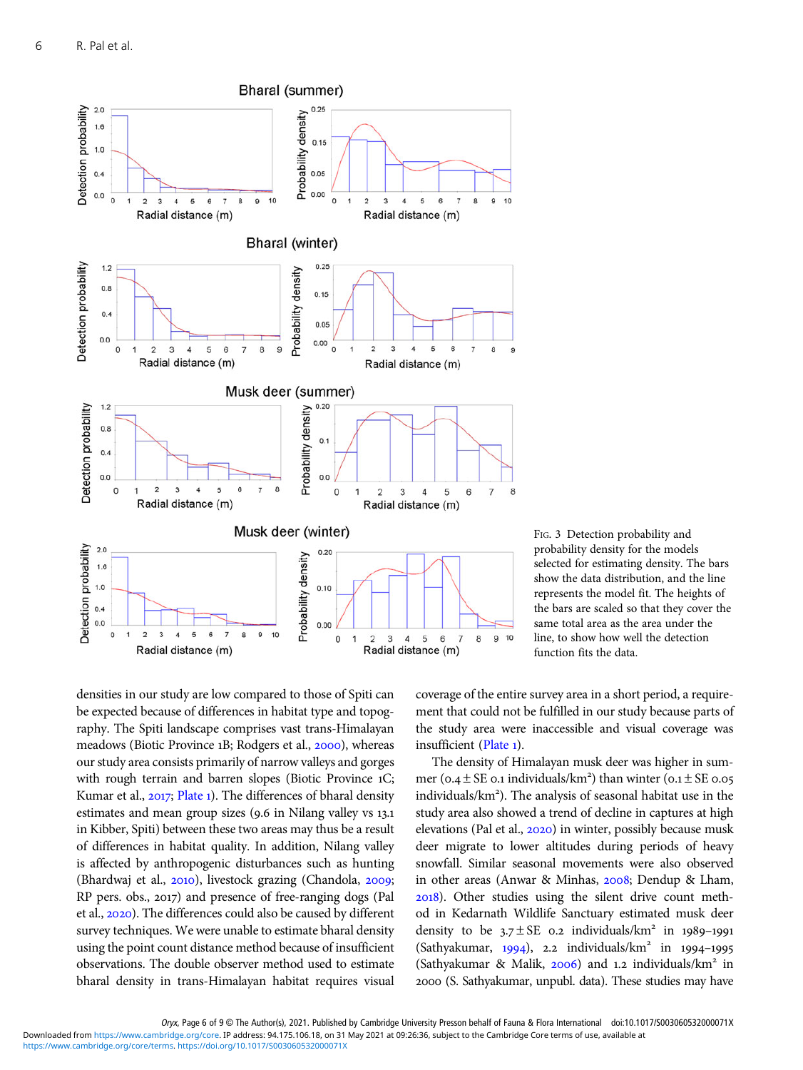FIG. 3 Detection probability and probability density for the models selected for estimating density. The bars show the data distribution, and the line represents the model fit. The heights of the bars are scaled so that they cover the same total area as the area under the line, to show how well the detection function fits the data.

densities in our study are low compared to those of Spiti can be expected because of differences in habitat type and topography. The Spiti landscape comprises vast trans-Himalayan meadows (Biotic Province 1B; Rodgers et al., 2000), whereas our study area consists primarily of narrow valleys and gorges with rough terrain and barren slopes (Biotic Province 1C; Kumar et al., 2017; Plate 1). The differences of bharal density estimates and mean group sizes (9.6 in Nilang valley vs 13.1 in Kibber, Spiti) between these two areas may thus be a result of differences in habitat quality. In addition, Nilang valley is affected by anthropogenic disturbances such as hunting (Bhardwaj et al., 2010), livestock grazing (Chandola, 2009; RP pers. obs., 2017) and presence of free-ranging dogs (Pal et al., 2020). The differences could also be caused by different survey techniques. We were unable to estimate bharal density using the point count distance method because of insufficient observations. The double observer method used to estimate bharal density in trans-Himalayan habitat requires visual coverage of the entire survey area in a short period, a requirement that could not be fulfilled in our study because parts of the study area were inaccessible and visual coverage was insufficient (Plate 1).

The density of Himalayan musk deer was higher in summer (0.4 ± SE 0.1 individuals/km$^2$) than winter (0.1 ± SE 0.05 individuals/km$^2$). The analysis of seasonal habitat use in the study area also showed a trend of decline in captures at high elevations (Pal et al., 2020) in winter, possibly because musk deer migrate to lower altitudes during periods of heavy snowfall. Similar seasonal movements were also observed in other areas (Anwar & Minhas, 2008; Dendup & Lham, 2018). Other studies using the silent drive count method in Kedarnath Wildlife Sanctuary estimated musk deer density to be 3.7 ± SE 0.2 individuals/km$^2$ in 1989–1991 (Sathyakumar, 1994), 2.2 individuals/km$^2$ in 1994–1995 (Sathyakumar & Malik, 2006) and 1.2 individuals/km$^2$ in 2000 (S. Sathyakumar, unpubl. data). These studies may have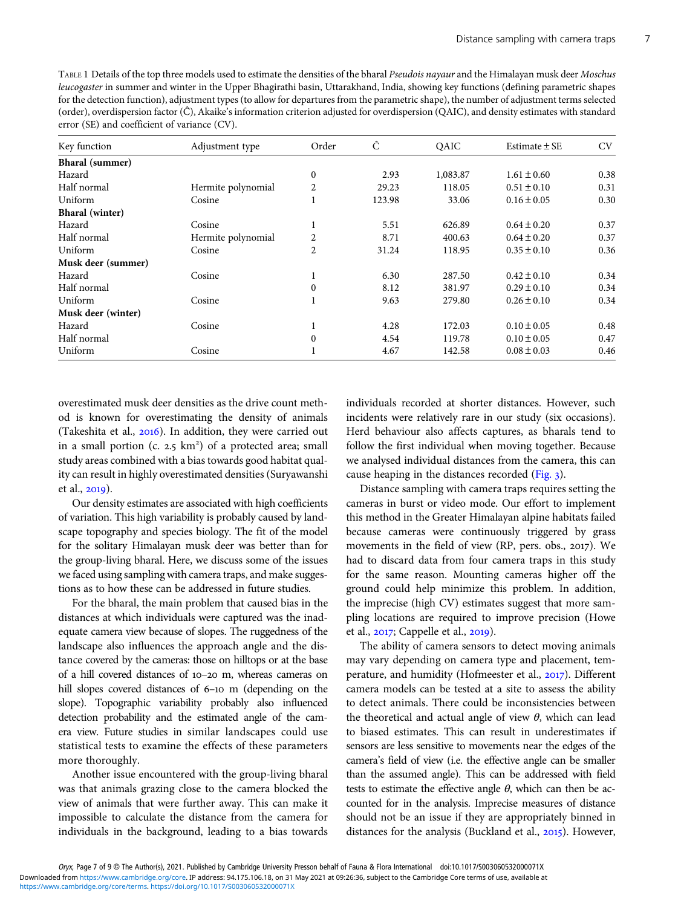TABLE 1 Details of the top three models used to estimate the densities of the bharal *Pseudois nayaur* and the Himalayan musk deer *Moschus leucogaster* in summer and winter in the Upper Bhagirathi basin, Uttarakhand, India, showing key functions (defining parametric shapes for the detection function), adjustment types (to allow for departures from the parametric shape), the number of adjustment terms selected (order), overdispersion factor ($\hat{C}$), Akaike's information criterion adjusted for overdispersion (QAIC), and density estimates with standard error (SE) and coefficient of variance (CV).

| Key function | Adjustment type | Order | $\hat{C}$ | QAIC | Estimate ± SE | CV |
|---|---|---|---|---|---|---|
| **Bharal (summer)** | | | | | | |
| Hazard | | 0 | 2.93 | 1,083.87 | 1.61 ± 0.60 | 0.38 |
| Half normal | Hermite polynomial | 2 | 29.23 | 118.05 | 0.51 ± 0.10 | 0.31 |
| Uniform | Cosine | 1 | 123.98 | 33.06 | 0.16 ± 0.05 | 0.30 |
| **Bharal (winter)** | | | | | | |
| Hazard | Cosine | 1 | 5.51 | 626.89 | 0.64 ± 0.20 | 0.37 |
| Half normal | Hermite polynomial | 2 | 8.71 | 400.63 | 0.64 ± 0.20 | 0.37 |
| Uniform | Cosine | 2 | 31.24 | 118.95 | 0.35 ± 0.10 | 0.36 |
| **Musk deer (summer)** | | | | | | |
| Hazard | Cosine | 1 | 6.30 | 287.50 | 0.42 ± 0.10 | 0.34 |
| Half normal | | 0 | 8.12 | 381.97 | 0.29 ± 0.10 | 0.34 |
| Uniform | Cosine | 1 | 9.63 | 279.80 | 0.26 ± 0.10 | 0.34 |
| **Musk deer (winter)** | | | | | | |
| Hazard | Cosine | 1 | 4.28 | 172.03 | 0.10 ± 0.05 | 0.48 |
| Half normal | | 0 | 4.54 | 119.78 | 0.10 ± 0.05 | 0.47 |
| Uniform | Cosine | 1 | 4.67 | 142.58 | 0.08 ± 0.03 | 0.46 |

overestimated musk deer densities as the drive count method is known for overestimating the density of animals (Takeshita et al., 2016). In addition, they were carried out in a small portion (c. 2.5 km²) of a protected area; small study areas combined with a bias towards good habitat quality can result in highly overestimated densities (Suryawanshi et al., 2019).

Our density estimates are associated with high coefficients of variation. This high variability is probably caused by landscape topography and species biology. The fit of the model for the solitary Himalayan musk deer was better than for the group-living bharal. Here, we discuss some of the issues we faced using sampling with camera traps, and make suggestions as to how these can be addressed in future studies.

For the bharal, the main problem that caused bias in the distances at which individuals were captured was the inadequate camera view because of slopes. The ruggedness of the landscape also influences the approach angle and the distance covered by the cameras: those on hilltops or at the base of a hill covered distances of 10–20 m, whereas cameras on hill slopes covered distances of 6–10 m (depending on the slope). Topographic variability probably also influenced detection probability and the estimated angle of the camera view. Future studies in similar landscapes could use statistical tests to examine the effects of these parameters more thoroughly.

Another issue encountered with the group-living bharal was that animals grazing close to the camera blocked the view of animals that were further away. This can make it impossible to calculate the distance from the camera for individuals in the background, leading to a bias towards individuals recorded at shorter distances. However, such incidents were relatively rare in our study (six occasions). Herd behaviour also affects captures, as bharals tend to follow the first individual when moving together. Because we analysed individual distances from the camera, this can cause heaping in the distances recorded (Fig. 3).

Distance sampling with camera traps requires setting the cameras in burst or video mode. Our effort to implement this method in the Greater Himalayan alpine habitats failed because cameras were continuously triggered by grass movements in the field of view (RP, pers. obs., 2017). We had to discard data from four camera traps in this study for the same reason. Mounting cameras higher off the ground could help minimize this problem. In addition, the imprecise (high CV) estimates suggest that more sampling locations are required to improve precision (Howe et al., 2017; Cappelle et al., 2019).

The ability of camera sensors to detect moving animals may vary depending on camera type and placement, temperature, and humidity (Hofmeester et al., 2017). Different camera models can be tested at a site to assess the ability to detect animals. There could be inconsistencies between the theoretical and actual angle of view $\theta$, which can lead to biased estimates. This can result in underestimates if sensors are less sensitive to movements near the edges of the camera's field of view (i.e. the effective angle can be smaller than the assumed angle). This can be addressed with field tests to estimate the effective angle $\theta$, which can then be accounted for in the analysis. Imprecise measures of distance should not be an issue if they are appropriately binned in distances for the analysis (Buckland et al., 2015). However,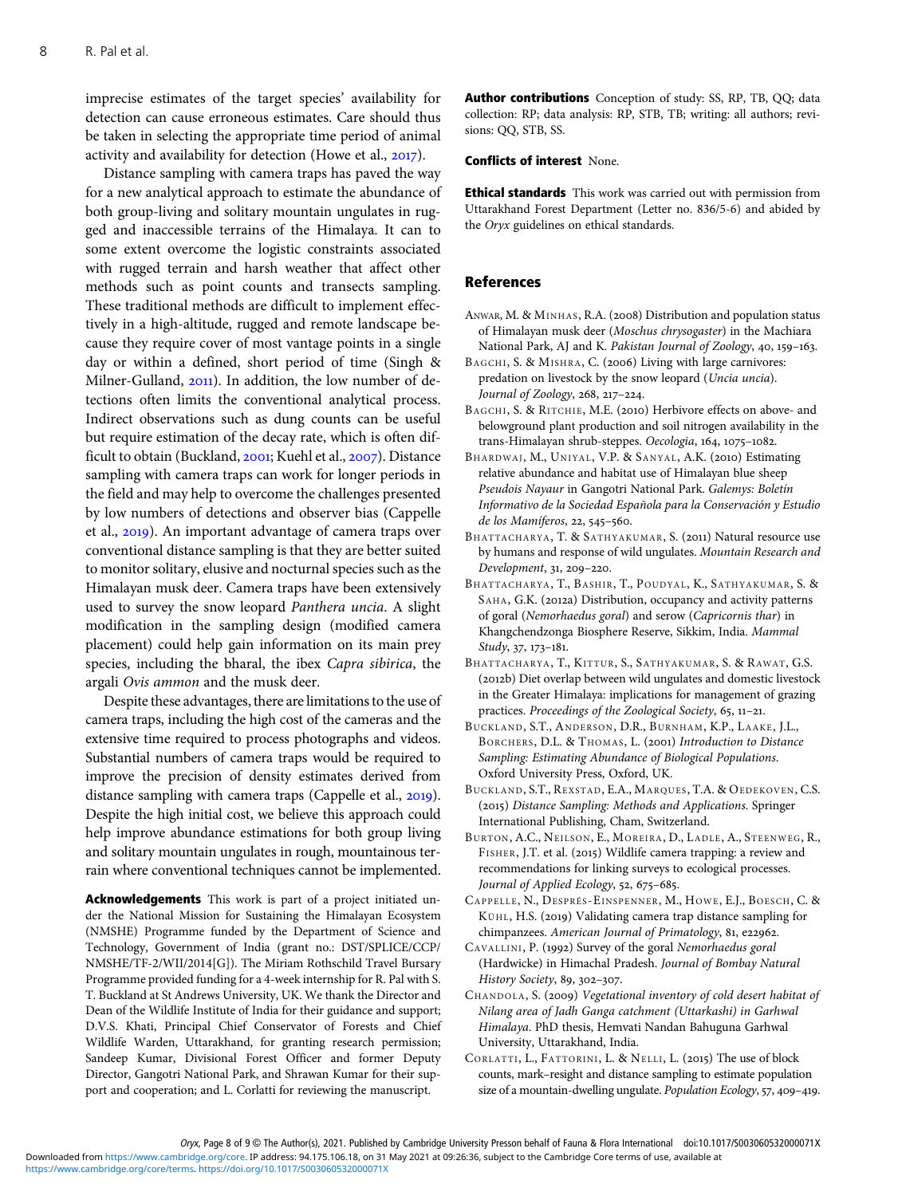imprecise estimates of the target species' availability for detection can cause erroneous estimates. Care should thus be taken in selecting the appropriate time period of animal activity and availability for detection (Howe et al., 2017).

Distance sampling with camera traps has paved the way for a new analytical approach to estimate the abundance of both group-living and solitary mountain ungulates in rugged and inaccessible terrains of the Himalaya. It can to some extent overcome the logistic constraints associated with rugged terrain and harsh weather that affect other methods such as point counts and transects sampling. These traditional methods are difficult to implement effectively in a high-altitude, rugged and remote landscape because they require cover of most vantage points in a single day or within a defined, short period of time (Singh & Milner-Gulland, 2011). In addition, the low number of detections often limits the conventional analytical process. Indirect observations such as dung counts can be useful but require estimation of the decay rate, which is often difficult to obtain (Buckland, 2001; Kuehl et al., 2007). Distance sampling with camera traps can work for longer periods in the field and may help to overcome the challenges presented by low numbers of detections and observer bias (Cappelle et al., 2019). An important advantage of camera traps over conventional distance sampling is that they are better suited to monitor solitary, elusive and nocturnal species such as the Himalayan musk deer. Camera traps have been extensively used to survey the snow leopard *Panthera uncia*. A slight modification in the sampling design (modified camera placement) could help gain information on its main prey species, including the bharal, the ibex *Capra sibirica*, the argali *Ovis ammon* and the musk deer.

Despite these advantages, there are limitations to the use of camera traps, including the high cost of the cameras and the extensive time required to process photographs and videos. Substantial numbers of camera traps would be required to improve the precision of density estimates derived from distance sampling with camera traps (Cappelle et al., 2019). Despite the high initial cost, we believe this approach could help improve abundance estimations for both group living and solitary mountain ungulates in rough, mountainous terrain where conventional techniques cannot be implemented.

**Acknowledgements** This work is part of a project initiated under the National Mission for Sustaining the Himalayan Ecosystem (NMSHE) Programme funded by the Department of Science and Technology, Government of India (grant no.: DST/SPLICE/CCP/NMSHE/TF-2/WII/2014[G]). The Miriam Rothschild Travel Bursary Programme provided funding for a 4-week internship for R. Pal with S. T. Buckland at St Andrews University, UK. We thank the Director and Dean of the Wildlife Institute of India for their guidance and support; D.V.S. Khati, Principal Chief Conservator of Forests and Chief Wildlife Warden, Uttarakhand, for granting research permission; Sandeep Kumar, Divisional Forest Officer and former Deputy Director, Gangotri National Park, and Shrawan Kumar for their support and cooperation; and L. Corlatti for reviewing the manuscript.

**Author contributions** Conception of study: SS, RP, TB, QQ; data collection: RP; data analysis: RP, STB, TB; writing: all authors; revisions: QQ, STB, SS.

**Conflicts of interest** None.

**Ethical standards** This work was carried out with permission from Uttarakhand Forest Department (Letter no. 836/5-6) and abided by the *Oryx* guidelines on ethical standards.

## References

Anwar, M. & Minhas, R.A. (2008) Distribution and population status of Himalayan musk deer (*Moschus chrysogaster*) in the Machiara National Park, AJ and K. *Pakistan Journal of Zoology*, 40, 159–163.

Bagchi, S. & Mishra, C. (2006) Living with large carnivores: predation on livestock by the snow leopard (*Uncia uncia*). *Journal of Zoology*, 268, 217–224.

Bagchi, S. & Ritchie, M.E. (2010) Herbivore effects on above- and belowground plant production and soil nitrogen availability in the trans-Himalayan shrub-steppes. *Oecologia*, 164, 1075–1082.

Bhardwaj, M., Uniyal, V.P. & Sanyal, A.K. (2010) Estimating relative abundance and habitat use of Himalayan blue sheep *Pseudois Nayaur* in Gangotri National Park. *Galemys: Boletín Informativo de la Sociedad Española para la Conservación y Estudio de los Mamíferos*, 22, 545–560.

Bhattacharya, T. & Sathyakumar, S. (2011) Natural resource use by humans and response of wild ungulates. *Mountain Research and Development*, 31, 209–220.

Bhattacharya, T., Bashir, T., Poudyal, K., Sathyakumar, S. & Saha, G.K. (2012a) Distribution, occupancy and activity patterns of goral (*Nemorhaedus goral*) and serow (*Capricornis thar*) in Khangchendzonga Biosphere Reserve, Sikkim, India. *Mammal Study*, 37, 173–181.

Bhattacharya, T., Kittur, S., Sathyakumar, S. & Rawat, G.S. (2012b) Diet overlap between wild ungulates and domestic livestock in the Greater Himalaya: implications for management of grazing practices. *Proceedings of the Zoological Society*, 65, 11–21.

Buckland, S.T., Anderson, D.R., Burnham, K.P., Laake, J.L., Borchers, D.L. & Thomas, L. (2001) *Introduction to Distance Sampling: Estimating Abundance of Biological Populations*. Oxford University Press, Oxford, UK.

Buckland, S.T., Rexstad, E.A., Marques, T.A. & Oedekoven, C.S. (2015) *Distance Sampling: Methods and Applications*. Springer International Publishing, Cham, Switzerland.

Burton, A.C., Neilson, E., Moreira, D., Ladle, A., Steenweg, R., Fisher, J.T. et al. (2015) Wildlife camera trapping: a review and recommendations for linking surveys to ecological processes. *Journal of Applied Ecology*, 52, 675–685.

Cappelle, N., Després-Einspenner, M., Howe, E.J., Boesch, C. & Kühl, H.S. (2019) Validating camera trap distance sampling for chimpanzees. *American Journal of Primatology*, 81, e22962.

Cavallini, P. (1992) Survey of the goral *Nemorhaedus goral* (Hardwicke) in Himachal Pradesh. *Journal of Bombay Natural History Society*, 89, 302–307.

Chandola, S. (2009) *Vegetational inventory of cold desert habitat of Nilang area of Jadh Ganga catchment (Uttarkashi) in Garhwal Himalaya*. PhD thesis, Hemvati Nandan Bahuguna Garhwal University, Uttarakhand, India.

Corlatti, L., Fattorini, L. & Nelli, L. (2015) The use of block counts, mark–resight and distance sampling to estimate population size of a mountain-dwelling ungulate. *Population Ecology*, 57, 409–419.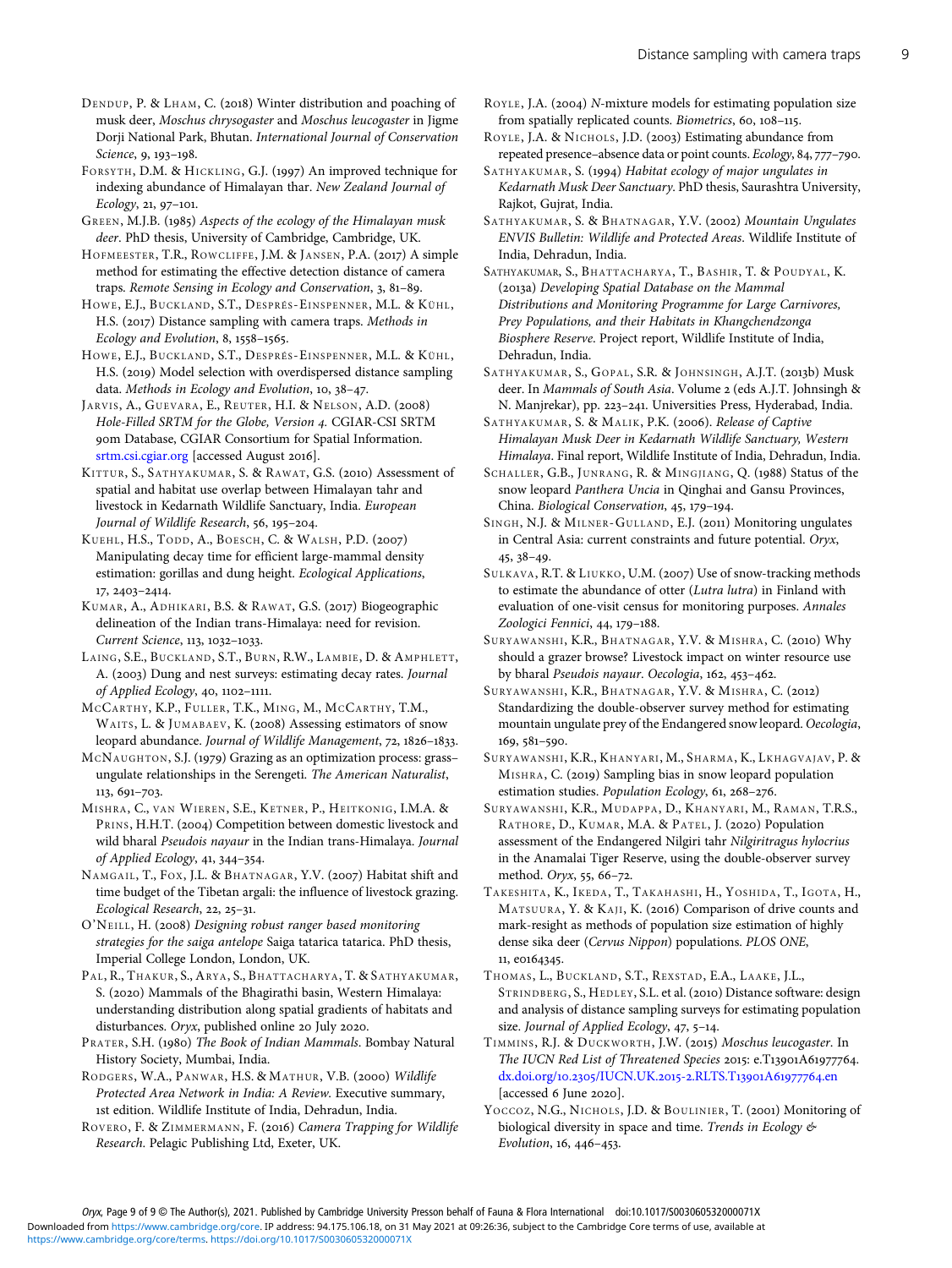Dendup, P. & Lham, C. (2018) Winter distribution and poaching of musk deer, *Moschus chrysogaster* and *Moschus leucogaster* in Jigme Dorji National Park, Bhutan. *International Journal of Conservation Science*, 9, 193–198.

Forsyth, D.M. & Hickling, G.J. (1997) An improved technique for indexing abundance of Himalayan thar. *New Zealand Journal of Ecology*, 21, 97–101.

Green, M.J.B. (1985) *Aspects of the ecology of the Himalayan musk deer*. PhD thesis, University of Cambridge, Cambridge, UK.

Hofmeester, T.R., Rowcliffe, J.M. & Jansen, P.A. (2017) A simple method for estimating the effective detection distance of camera traps. *Remote Sensing in Ecology and Conservation*, 3, 81–89.

Howe, E.J., Buckland, S.T., Després-Einspenner, M.L. & Kühl, H.S. (2017) Distance sampling with camera traps. *Methods in Ecology and Evolution*, 8, 1558–1565.

Howe, E.J., Buckland, S.T., Després-Einspenner, M.L. & Kühl, H.S. (2019) Model selection with overdispersed distance sampling data. *Methods in Ecology and Evolution*, 10, 38–47.

Jarvis, A., Guevara, E., Reuter, H.I. & Nelson, A.D. (2008) *Hole-Filled SRTM for the Globe, Version 4*. CGIAR-CSI SRTM 90m Database, CGIAR Consortium for Spatial Information. srtm.csi.cgiar.org [accessed August 2016].

Kittur, S., Sathyakumar, S. & Rawat, G.S. (2010) Assessment of spatial and habitat use overlap between Himalayan tahr and livestock in Kedarnath Wildlife Sanctuary, India. *European Journal of Wildlife Research*, 56, 195–204.

Kuehl, H.S., Todd, A., Boesch, C. & Walsh, P.D. (2007) Manipulating decay time for efficient large-mammal density estimation: gorillas and dung height. *Ecological Applications*, 17, 2403–2414.

Kumar, A., Adhikari, B.S. & Rawat, G.S. (2017) Biogeographic delineation of the Indian trans-Himalaya: need for revision. *Current Science*, 113, 1032–1033.

Laing, S.E., Buckland, S.T., Burn, R.W., Lambie, D. & Amphlett, A. (2003) Dung and nest surveys: estimating decay rates. *Journal of Applied Ecology*, 40, 1102–1111.

McCarthy, K.P., Fuller, T.K., Ming, M., McCarthy, T.M., Waits, L. & Jumabaev, K. (2008) Assessing estimators of snow leopard abundance. *Journal of Wildlife Management*, 72, 1826–1833.

McNaughton, S.J. (1979) Grazing as an optimization process: grass–ungulate relationships in the Serengeti. *The American Naturalist*, 113, 691–703.

Mishra, C., van Wieren, S.E., Ketner, P., Heitkonig, I.M.A. & Prins, H.H.T. (2004) Competition between domestic livestock and wild bharal *Pseudois nayaur* in the Indian trans-Himalaya. *Journal of Applied Ecology*, 41, 344–354.

Namgail, T., Fox, J.L. & Bhatnagar, Y.V. (2007) Habitat shift and time budget of the Tibetan argali: the influence of livestock grazing. *Ecological Research*, 22, 25–31.

O'Neill, H. (2008) *Designing robust ranger based monitoring strategies for the saiga antelope* Saiga tatarica tatarica. PhD thesis, Imperial College London, London, UK.

Pal, R., Thakur, S., Arya, S., Bhattacharya, T. & Sathyakumar, S. (2020) Mammals of the Bhagirathi basin, Western Himalaya: understanding distribution along spatial gradients of habitats and disturbances. *Oryx*, published online 20 July 2020.

Prater, S.H. (1980) *The Book of Indian Mammals*. Bombay Natural History Society, Mumbai, India.

Rodgers, W.A., Panwar, H.S. & Mathur, V.B. (2000) *Wildlife Protected Area Network in India: A Review*. Executive summary, 1st edition. Wildlife Institute of India, Dehradun, India.

Rovero, F. & Zimmermann, F. (2016) *Camera Trapping for Wildlife Research*. Pelagic Publishing Ltd, Exeter, UK.

Royle, J.A. (2004) *N*-mixture models for estimating population size from spatially replicated counts. *Biometrics*, 60, 108–115.

Royle, J.A. & Nichols, J.D. (2003) Estimating abundance from repeated presence–absence data or point counts. *Ecology*, 84, 777–790.

Sathyakumar, S. (1994) *Habitat ecology of major ungulates in Kedarnath Musk Deer Sanctuary*. PhD thesis, Saurashtra University, Rajkot, Gujrat, India.

Sathyakumar, S. & Bhatnagar, Y.V. (2002) *Mountain Ungulates ENVIS Bulletin: Wildlife and Protected Areas*. Wildlife Institute of India, Dehradun, India.

Sathyakumar, S., Bhattacharya, T., Bashir, T. & Poudyal, K. (2013a) *Developing Spatial Database on the Mammal Distributions and Monitoring Programme for Large Carnivores, Prey Populations, and their Habitats in Khangchendzonga Biosphere Reserve*. Project report, Wildlife Institute of India, Dehradun, India.

Sathyakumar, S., Gopal, S.R. & Johnsingh, A.J.T. (2013b) Musk deer. In *Mammals of South Asia*. Volume 2 (eds A.J.T. Johnsingh & N. Manjrekar), pp. 223–241. Universities Press, Hyderabad, India.

Sathyakumar, S. & Malik, P.K. (2006). *Release of Captive Himalayan Musk Deer in Kedarnath Wildlife Sanctuary, Western Himalaya*. Final report, Wildlife Institute of India, Dehradun, India.

Schaller, G.B., Junrang, R. & Mingjiang, Q. (1988) Status of the snow leopard *Panthera Uncia* in Qinghai and Gansu Provinces, China. *Biological Conservation*, 45, 179–194.

Singh, N.J. & Milner-Gulland, E.J. (2011) Monitoring ungulates in Central Asia: current constraints and future potential. *Oryx*, 45, 38–49.

Sulkava, R.T. & Liukko, U.M. (2007) Use of snow-tracking methods to estimate the abundance of otter (*Lutra lutra*) in Finland with evaluation of one-visit census for monitoring purposes. *Annales Zoologici Fennici*, 44, 179–188.

Suryawanshi, K.R., Bhatnagar, Y.V. & Mishra, C. (2010) Why should a grazer browse? Livestock impact on winter resource use by bharal *Pseudois nayaur*. *Oecologia*, 162, 453–462.

Suryawanshi, K.R., Bhatnagar, Y.V. & Mishra, C. (2012) Standardizing the double-observer survey method for estimating mountain ungulate prey of the Endangered snow leopard. *Oecologia*, 169, 581–590.

Suryawanshi, K.R., Khanyari, M., Sharma, K., Lkhagvajav, P. & Mishra, C. (2019) Sampling bias in snow leopard population estimation studies. *Population Ecology*, 61, 268–276.

Suryawanshi, K.R., Mudappa, D., Khanyari, M., Raman, T.R.S., Rathore, D., Kumar, M.A. & Patel, J. (2020) Population assessment of the Endangered Nilgiri tahr *Nilgiritragus hylocrius* in the Anamalai Tiger Reserve, using the double-observer survey method. *Oryx*, 55, 66–72.

Takeshita, K., Ikeda, T., Takahashi, H., Yoshida, T., Igota, H., Matsuura, Y. & Kaji, K. (2016) Comparison of drive counts and mark-resight as methods of population size estimation of highly dense sika deer (*Cervus Nippon*) populations. *PLOS ONE*, 11, e0164345.

Thomas, L., Buckland, S.T., Rexstad, E.A., Laake, J.L., Strindberg, S., Hedley, S.L. et al. (2010) Distance software: design and analysis of distance sampling surveys for estimating population size. *Journal of Applied Ecology*, 47, 5–14.

Timmins, R.J. & Duckworth, J.W. (2015) *Moschus leucogaster*. In *The IUCN Red List of Threatened Species* 2015: e.T13901A61977764. dx.doi.org/10.2305/IUCN.UK.2015-2.RLTS.T13901A61977764.en [accessed 6 June 2020].

Yoccoz, N.G., Nichols, J.D. & Boulinier, T. (2001) Monitoring of biological diversity in space and time. *Trends in Ecology & Evolution*, 16, 446–453.